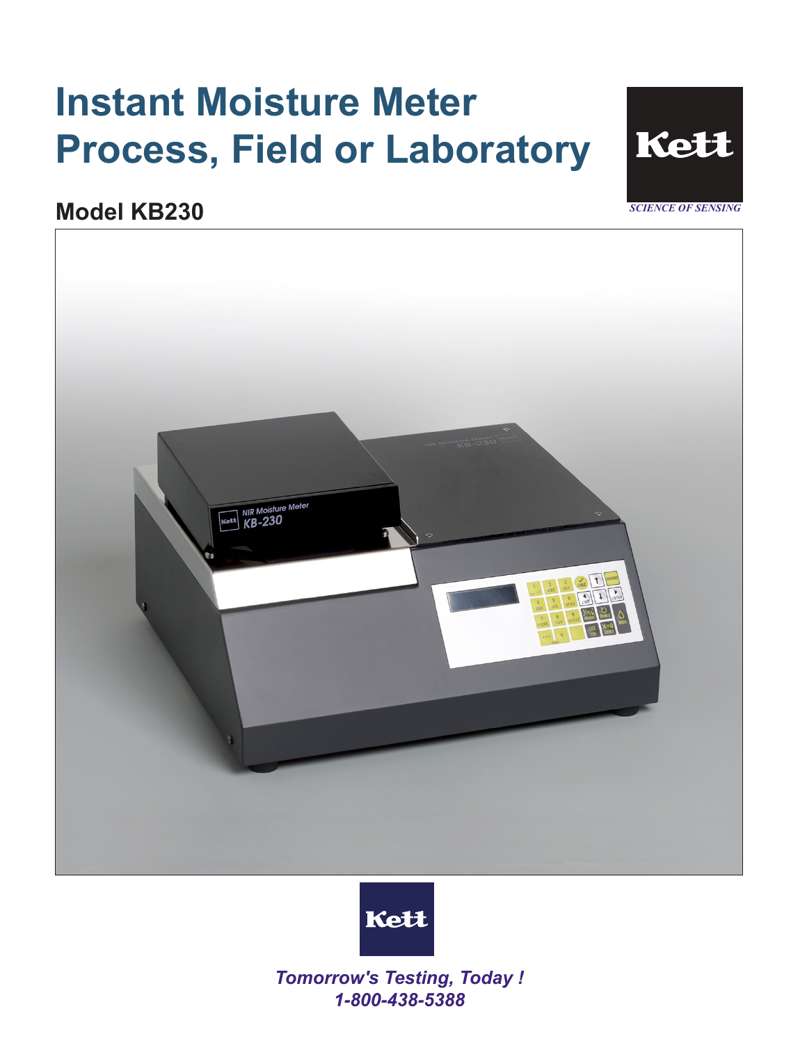# Instant Moisture Meter Process, Field or Laboratory

Kett

*SCIENCE OF SENSING*

## Model KB230

Kett

***Tomorrow's Testing, Today !***

***1-800-438-5388***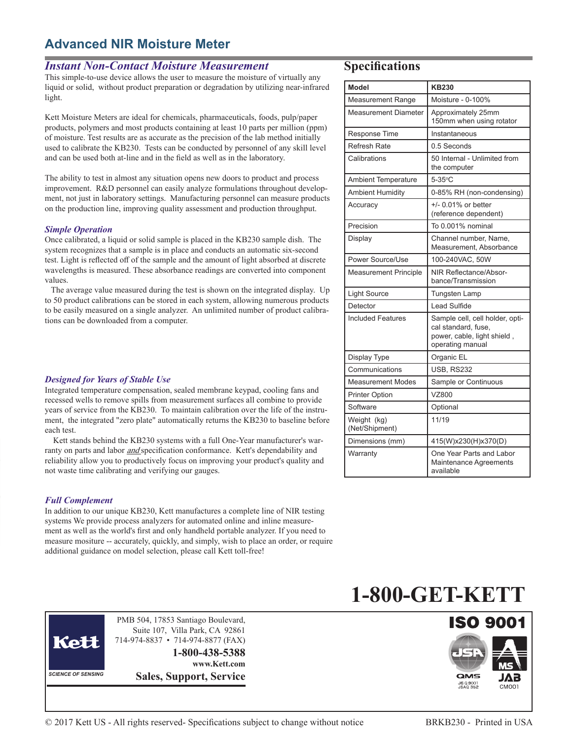# Advanced NIR Moisture Meter

## *Instant Non-Contact Moisture Measurement*

This simple-to-use device allows the user to measure the moisture of virtually any liquid or solid, without product preparation or degradation by utilizing near-infrared light.

Kett Moisture Meters are ideal for chemicals, pharmaceuticals, foods, pulp/paper products, polymers and most products containing at least 10 parts per million (ppm) of moisture. Test results are as accurate as the precision of the lab method initially used to calibrate the KB230. Tests can be conducted by personnel of any skill level and can be used both at-line and in the field as well as in the laboratory.

The ability to test in almost any situation opens new doors to product and process improvement. R&D personnel can easily analyze formulations throughout development, not just in laboratory settings. Manufacturing personnel can measure products on the production line, improving quality assessment and production throughput.

### *Simple Operation*

Once calibrated, a liquid or solid sample is placed in the KB230 sample dish. The system recognizes that a sample is in place and conducts an automatic six-second test. Light is reflected off of the sample and the amount of light absorbed at discrete wavelengths is measured. These absorbance readings are converted into component values.

The average value measured during the test is shown on the integrated display. Up to 50 product calibrations can be stored in each system, allowing numerous products to be easily measured on a single analyzer. An unlimited number of product calibrations can be downloaded from a computer.

### *Designed for Years of Stable Use*

Integrated temperature compensation, sealed membrane keypad, cooling fans and recessed wells to remove spills from measurement surfaces all combine to provide years of service from the KB230. To maintain calibration over the life of the instrument, the integrated "zero plate" automatically returns the KB230 to baseline before each test.

Kett stands behind the KB230 systems with a full One-Year manufacturer's warranty on parts and labor *and* specification conformance. Kett's dependability and reliability allow you to productively focus on improving your product's quality and not waste time calibrating and verifying our gauges.

### *Full Complement*

In addition to our unique KB230, Kett manufactures a complete line of NIR testing systems We provide process analyzers for automated online and inline measurement as well as the world's first and only handheld portable analyzer. If you need to measure mositure -- accurately, quickly, and simply, wish to place an order, or require additional guidance on model selection, please call Kett toll-free!

## Specifications

| Model | KB230 |
|---|---|
| Measurement Range | Moisture - 0-100% |
| Measurement Diameter | Approximately 25mm 150mm when using rotator |
| Response Time | Instantaneous |
| Refresh Rate | 0.5 Seconds |
| Calibrations | 50 Internal - Unlimited from the computer |
| Ambient Temperature | 5-35°C |
| Ambient Humidity | 0-85% RH (non-condensing) |
| Accuracy | +/- 0.01% or better (reference dependent) |
| Precision | To 0.001% nominal |
| Display | Channel number, Name, Measurement, Absorbance |
| Power Source/Use | 100-240VAC, 50W |
| Measurement Principle | NIR Reflectance/Absorbance/Transmission |
| Light Source | Tungsten Lamp |
| Detector | Lead Sulfide |
| Included Features | Sample cell, cell holder, optical standard, fuse, power, cable, light shield , operating manual |
| Display Type | Organic EL |
| Communications | USB, RS232 |
| Measurement Modes | Sample or Continuous |
| Printer Option | VZ800 |
| Software | Optional |
| Weight (kg) (Net/Shipment) | 11/19 |
| Dimensions (mm) | 415(W)x230(H)x370(D) |
| Warranty | One Year Parts and Labor Maintenance Agreements available |

# 1-800-GET-KETT

Kett
SCIENCE OF SENSING

PMB 504, 17853 Santiago Boulevard,
Suite 107, Villa Park, CA 92861
714-974-8837 • 714-974-8877 (FAX)

**1-800-438-5388**
**www.Kett.com**
**Sales, Support, Service**

ISO 9001

JSA QMS JIS Q 9001 JSAQ 392

MS JAB CM001

© 2017 Kett US - All rights reserved- Specifications subject to change without notice

BRKB230 - Printed in USA